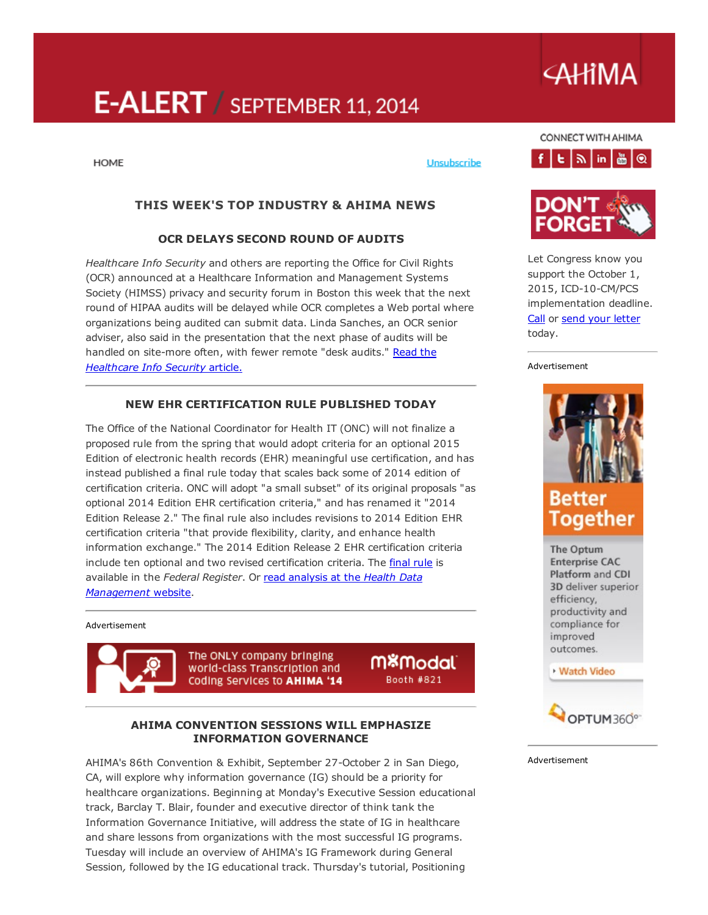# E-ALERT / SEPTEMBER 11, 2014

AHIMA

HOME    Unsubscribe

CONNECT WITH AHIMA

## THIS WEEK'S TOP INDUSTRY & AHIMA NEWS

### OCR DELAYS SECOND ROUND OF AUDITS

*Healthcare Info Security* and others are reporting the Office for Civil Rights (OCR) announced at a Healthcare Information and Management Systems Society (HIMSS) privacy and security forum in Boston this week that the next round of HIPAA audits will be delayed while OCR completes a Web portal where organizations being audited can submit data. Linda Sanches, an OCR senior adviser, also said in the presentation that the next phase of audits will be handled on site-more often, with fewer remote "desk audits." Read the *Healthcare Info Security* article.

### NEW EHR CERTIFICATION RULE PUBLISHED TODAY

The Office of the National Coordinator for Health IT (ONC) will not finalize a proposed rule from the spring that would adopt criteria for an optional 2015 Edition of electronic health records (EHR) meaningful use certification, and has instead published a final rule today that scales back some of 2014 edition of certification criteria. ONC will adopt "a small subset" of its original proposals "as optional 2014 Edition EHR certification criteria," and has renamed it "2014 Edition Release 2." The final rule also includes revisions to 2014 Edition EHR certification criteria "that provide flexibility, clarity, and enhance health information exchange." The 2014 Edition Release 2 EHR certification criteria include ten optional and two revised certification criteria. The final rule is available in the *Federal Register*. Or read analysis at the *Health Data Management* website.

Advertisement

The ONLY company bringing world-class Transcription and Coding Services to AHIMA '14 — M*Modal Booth #821

### AHIMA CONVENTION SESSIONS WILL EMPHASIZE INFORMATION GOVERNANCE

AHIMA's 86th Convention & Exhibit, September 27-October 2 in San Diego, CA, will explore why information governance (IG) should be a priority for healthcare organizations. Beginning at Monday's Executive Session educational track, Barclay T. Blair, founder and executive director of think tank the Information Governance Initiative, will address the state of IG in healthcare and share lessons from organizations with the most successful IG programs. Tuesday will include an overview of AHIMA's IG Framework during General Session, followed by the IG educational track. Thursday's tutorial, Positioning

---

**DON'T FORGET**

Let Congress know you support the October 1, 2015, ICD-10-CM/PCS implementation deadline. Call or send your letter today.

Advertisement

Better Together

The Optum Enterprise CAC Platform and CDI 3D deliver superior efficiency, productivity and compliance for improved outcomes.

Watch Video

OPTUM360°

Advertisement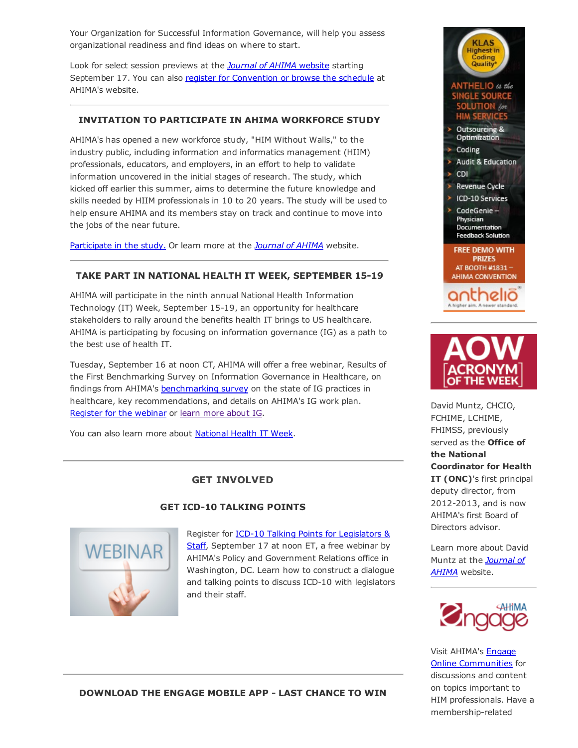Your Organization for Successful Information Governance, will help you assess organizational readiness and find ideas on where to start.

Look for select session previews at the *Journal of AHIMA* website starting September 17. You can also register for Convention or browse the schedule at AHIMA's website.

---

### INVITATION TO PARTICIPATE IN AHIMA WORKFORCE STUDY

AHIMA's has opened a new workforce study, "HIM Without Walls," to the industry public, including information and informatics management (HIIM) professionals, educators, and employers, in an effort to help to validate information uncovered in the initial stages of research. The study, which kicked off earlier this summer, aims to determine the future knowledge and skills needed by HIIM professionals in 10 to 20 years. The study will be used to help ensure AHIMA and its members stay on track and continue to move into the jobs of the near future.

Participate in the study. Or learn more at the *Journal of AHIMA* website.

---

### TAKE PART IN NATIONAL HEALTH IT WEEK, SEPTEMBER 15-19

AHIMA will participate in the ninth annual National Health Information Technology (IT) Week, September 15-19, an opportunity for healthcare stakeholders to rally around the benefits health IT brings to US healthcare. AHIMA is participating by focusing on information governance (IG) as a path to the best use of health IT.

Tuesday, September 16 at noon CT, AHIMA will offer a free webinar, Results of the First Benchmarking Survey on Information Governance in Healthcare, on findings from AHIMA's benchmarking survey on the state of IG practices in healthcare, key recommendations, and details on AHIMA's IG work plan. Register for the webinar or learn more about IG.

You can also learn more about National Health IT Week.

---

## GET INVOLVED

### GET ICD-10 TALKING POINTS

Register for ICD-10 Talking Points for Legislators & Staff, September 17 at noon ET, a free webinar by AHIMA's Policy and Government Relations office in Washington, DC. Learn how to construct a dialogue and talking points to discuss ICD-10 with legislators and their staff.

---

### DOWNLOAD THE ENGAGE MOBILE APP - LAST CHANCE TO WIN

KLAS Highest in Coding Quality*

ANTHELIO is the SINGLE SOURCE SOLUTION for HIM SERVICES

- Outsourcing & Optimization
- Coding
- Audit & Education
- CDI
- Revenue Cycle
- ICD-10 Services
- CodeGenie – Physician Documentation Feedback Solution

FREE DEMO WITH PRIZES AT BOOTH #1831 – AHIMA CONVENTION

anthelio — A higher aim. A newer standard.

---

AOW ACRONYM OF THE WEEK

David Muntz, CHCIO, FCHIME, LCHIME, FHIMSS, previously served as the **Office of the National Coordinator for Health IT (ONC)**'s first principal deputy director, from 2012-2013, and is now AHIMA's first Board of Directors advisor.

Learn more about David Muntz at the *Journal of AHIMA* website.

---

AHIMA Engage

Visit AHIMA's Engage Online Communities for discussions and content on topics important to HIM professionals. Have a membership-related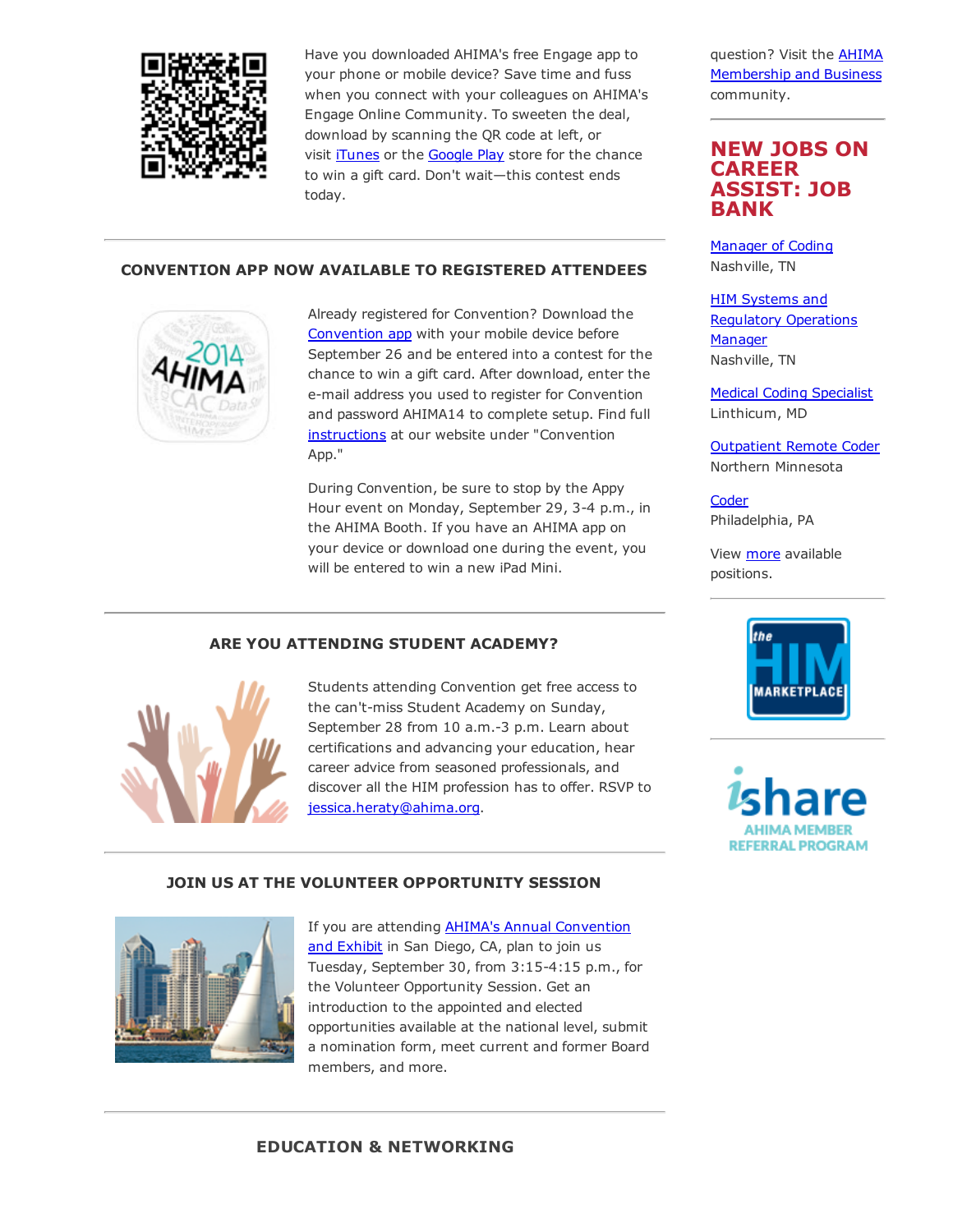Have you downloaded AHIMA's free Engage app to your phone or mobile device? Save time and fuss when you connect with your colleagues on AHIMA's Engage Online Community. To sweeten the deal, download by scanning the QR code at left, or visit iTunes or the Google Play store for the chance to win a gift card. Don't wait—this contest ends today.

### CONVENTION APP NOW AVAILABLE TO REGISTERED ATTENDEES

Already registered for Convention? Download the Convention app with your mobile device before September 26 and be entered into a contest for the chance to win a gift card. After download, enter the e-mail address you used to register for Convention and password AHIMA14 to complete setup. Find full instructions at our website under "Convention App."

During Convention, be sure to stop by the Appy Hour event on Monday, September 29, 3-4 p.m., in the AHIMA Booth. If you have an AHIMA app on your device or download one during the event, you will be entered to win a new iPad Mini.

### ARE YOU ATTENDING STUDENT ACADEMY?

Students attending Convention get free access to the can't-miss Student Academy on Sunday, September 28 from 10 a.m.-3 p.m. Learn about certifications and advancing your education, hear career advice from seasoned professionals, and discover all the HIM profession has to offer. RSVP to jessica.heraty@ahima.org.

### JOIN US AT THE VOLUNTEER OPPORTUNITY SESSION

If you are attending AHIMA's Annual Convention and Exhibit in San Diego, CA, plan to join us Tuesday, September 30, from 3:15-4:15 p.m., for the Volunteer Opportunity Session. Get an introduction to the appointed and elected opportunities available at the national level, submit a nomination form, meet current and former Board members, and more.

### EDUCATION & NETWORKING

question? Visit the AHIMA Membership and Business community.

## NEW JOBS ON CAREER ASSIST: JOB BANK

Manager of Coding
Nashville, TN

HIM Systems and Regulatory Operations Manager
Nashville, TN

Medical Coding Specialist
Linthicum, MD

Outpatient Remote Coder
Northern Minnesota

Coder
Philadelphia, PA

View more available positions.

the HIM MARKETPLACE

ishare
AHIMA MEMBER REFERRAL PROGRAM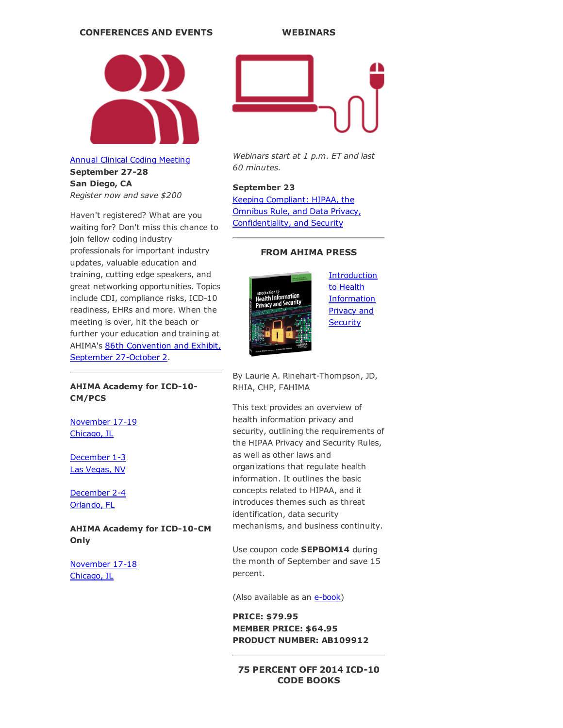## CONFERENCES AND EVENTS

[Annual Clinical Coding Meeting](#)
**September 27-28**
**San Diego, CA**
*Register now and save $200*

Haven't registered? What are you waiting for? Don't miss this chance to join fellow coding industry professionals for important industry updates, valuable education and training, cutting edge speakers, and great networking opportunities. Topics include CDI, compliance risks, ICD-10 readiness, EHRs and more. When the meeting is over, hit the beach or further your education and training at AHIMA's [86th Convention and Exhibit, September 27-October 2](#).

---

**AHIMA Academy for ICD-10-CM/PCS**

[November 17-19](#)
[Chicago, IL](#)

[December 1-3](#)
[Las Vegas, NV](#)

[December 2-4](#)
[Orlando, FL](#)

**AHIMA Academy for ICD-10-CM Only**

[November 17-18](#)
[Chicago, IL](#)

## WEBINARS

*Webinars start at 1 p.m. ET and last 60 minutes.*

**September 23**
[Keeping Compliant: HIPAA, the Omnibus Rule, and Data Privacy, Confidentiality, and Security](#)

---

## FROM AHIMA PRESS

[Introduction to Health Information Privacy and Security](#)

By Laurie A. Rinehart-Thompson, JD, RHIA, CHP, FAHIMA

This text provides an overview of health information privacy and security, outlining the requirements of the HIPAA Privacy and Security Rules, as well as other laws and organizations that regulate health information. It outlines the basic concepts related to HIPAA, and it introduces themes such as threat identification, data security mechanisms, and business continuity.

Use coupon code **SEPBOM14** during the month of September and save 15 percent.

(Also available as an [e-book](#))

**PRICE: $79.95**
**MEMBER PRICE: $64.95**
**PRODUCT NUMBER: AB109912**

---

## 75 PERCENT OFF 2014 ICD-10 CODE BOOKS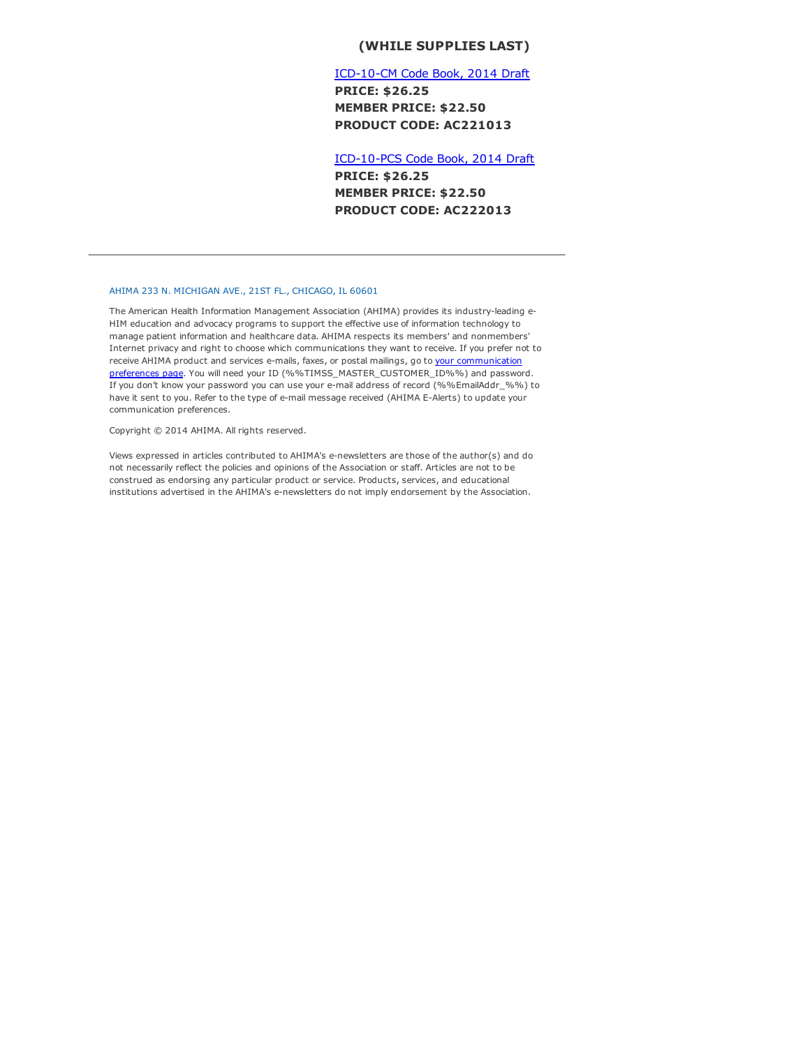**(WHILE SUPPLIES LAST)**

ICD-10-CM Code Book, 2014 Draft
**PRICE: $26.25**
**MEMBER PRICE: $22.50**
**PRODUCT CODE: AC221013**

ICD-10-PCS Code Book, 2014 Draft
**PRICE: $26.25**
**MEMBER PRICE: $22.50**
**PRODUCT CODE: AC222013**

---

AHIMA 233 N. MICHIGAN AVE., 21ST FL., CHICAGO, IL 60601

The American Health Information Management Association (AHIMA) provides its industry-leading e-HIM education and advocacy programs to support the effective use of information technology to manage patient information and healthcare data. AHIMA respects its members' and nonmembers' Internet privacy and right to choose which communications they want to receive. If you prefer not to receive AHIMA product and services e-mails, faxes, or postal mailings, go to your communication preferences page. You will need your ID (%%TIMSS_MASTER_CUSTOMER_ID%%) and password. If you don't know your password you can use your e-mail address of record (%%EmailAddr_%%) to have it sent to you. Refer to the type of e-mail message received (AHIMA E-Alerts) to update your communication preferences.

Copyright © 2014 AHIMA. All rights reserved.

Views expressed in articles contributed to AHIMA's e-newsletters are those of the author(s) and do not necessarily reflect the policies and opinions of the Association or staff. Articles are not to be construed as endorsing any particular product or service. Products, services, and educational institutions advertised in the AHIMA's e-newsletters do not imply endorsement by the Association.